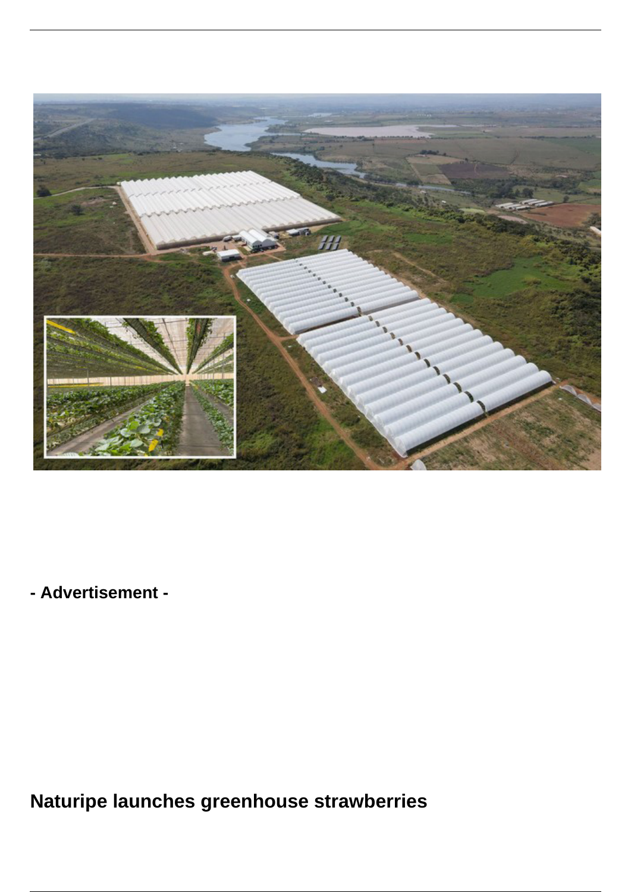- Advertisement -

# Naturipe launches greenhouse strawberries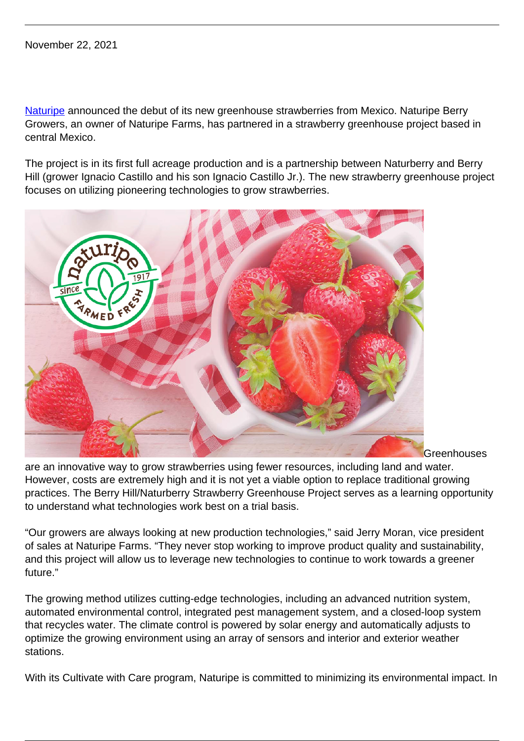November 22, 2021

[Naturipe](#) announced the debut of its new greenhouse strawberries from Mexico. Naturipe Berry Growers, an owner of Naturipe Farms, has partnered in a strawberry greenhouse project based in central Mexico.

The project is in its first full acreage production and is a partnership between Naturberry and Berry Hill (grower Ignacio Castillo and his son Ignacio Castillo Jr.). The new strawberry greenhouse project focuses on utilizing pioneering technologies to grow strawberries.

Greenhouses are an innovative way to grow strawberries using fewer resources, including land and water. However, costs are extremely high and it is not yet a viable option to replace traditional growing practices. The Berry Hill/Naturberry Strawberry Greenhouse Project serves as a learning opportunity to understand what technologies work best on a trial basis.

"Our growers are always looking at new production technologies," said Jerry Moran, vice president of sales at Naturipe Farms. "They never stop working to improve product quality and sustainability, and this project will allow us to leverage new technologies to continue to work towards a greener future."

The growing method utilizes cutting-edge technologies, including an advanced nutrition system, automated environmental control, integrated pest management system, and a closed-loop system that recycles water. The climate control is powered by solar energy and automatically adjusts to optimize the growing environment using an array of sensors and interior and exterior weather stations.

With its Cultivate with Care program, Naturipe is committed to minimizing its environmental impact. In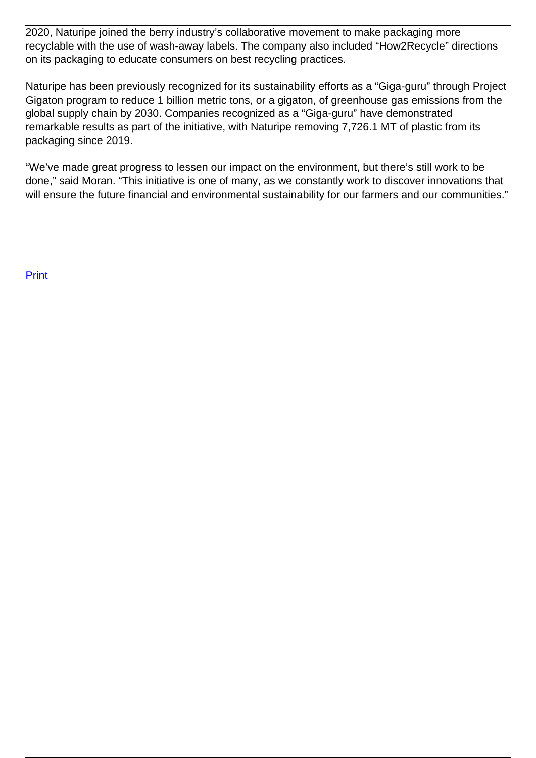2020, Naturipe joined the berry industry's collaborative movement to make packaging more recyclable with the use of wash-away labels. The company also included "How2Recycle" directions on its packaging to educate consumers on best recycling practices.

Naturipe has been previously recognized for its sustainability efforts as a "Giga-guru" through Project Gigaton program to reduce 1 billion metric tons, or a gigaton, of greenhouse gas emissions from the global supply chain by 2030. Companies recognized as a "Giga-guru" have demonstrated remarkable results as part of the initiative, with Naturipe removing 7,726.1 MT of plastic from its packaging since 2019.

"We've made great progress to lessen our impact on the environment, but there's still work to be done," said Moran. "This initiative is one of many, as we constantly work to discover innovations that will ensure the future financial and environmental sustainability for our farmers and our communities."

Print